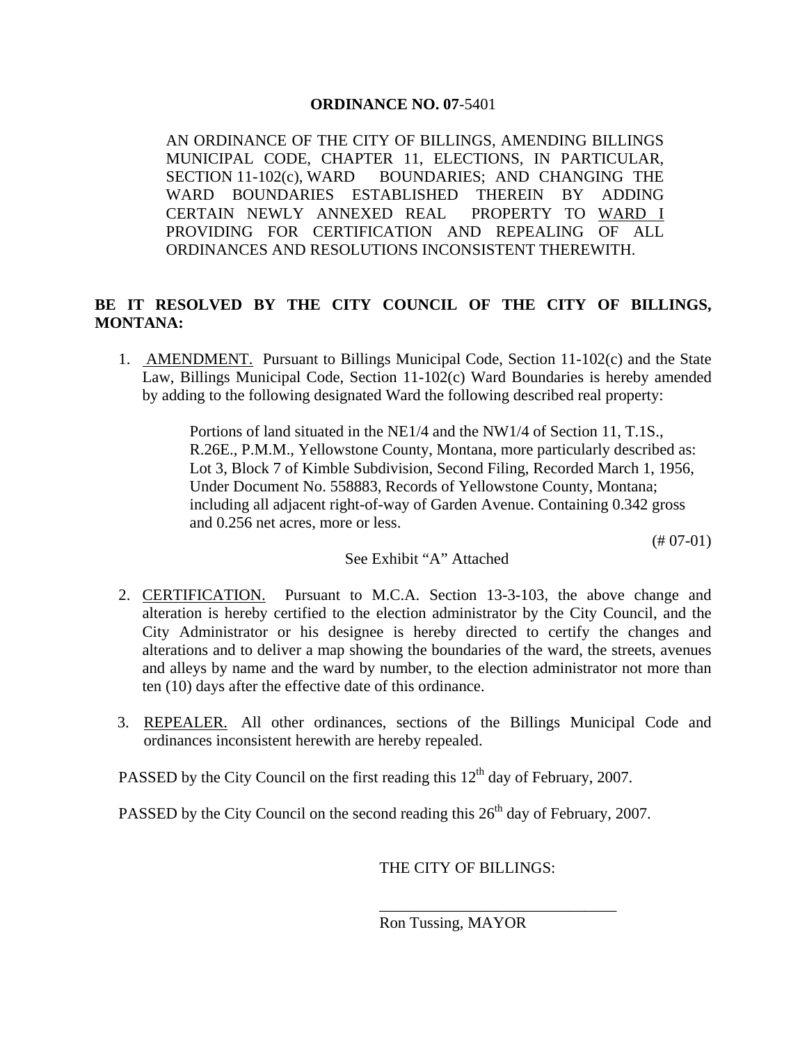**ORDINANCE NO. 07-5401**

AN ORDINANCE OF THE CITY OF BILLINGS, AMENDING BILLINGS MUNICIPAL CODE, CHAPTER 11, ELECTIONS, IN PARTICULAR, SECTION 11-102(c), WARD BOUNDARIES; AND CHANGING THE WARD BOUNDARIES ESTABLISHED THEREIN BY ADDING CERTAIN NEWLY ANNEXED REAL PROPERTY TO <u>WARD I</u> PROVIDING FOR CERTIFICATION AND REPEALING OF ALL ORDINANCES AND RESOLUTIONS INCONSISTENT THEREWITH.

**BE IT RESOLVED BY THE CITY COUNCIL OF THE CITY OF BILLINGS, MONTANA:**

1. <u>AMENDMENT.</u> Pursuant to Billings Municipal Code, Section 11-102(c) and the State Law, Billings Municipal Code, Section 11-102(c) Ward Boundaries is hereby amended by adding to the following designated Ward the following described real property:

   Portions of land situated in the NE1/4 and the NW1/4 of Section 11, T.1S., R.26E., P.M.M., Yellowstone County, Montana, more particularly described as: Lot 3, Block 7 of Kimble Subdivision, Second Filing, Recorded March 1, 1956, Under Document No. 558883, Records of Yellowstone County, Montana; including all adjacent right-of-way of Garden Avenue. Containing 0.342 gross and 0.256 net acres, more or less.

   (# 07-01)

   See Exhibit "A" Attached

2. <u>CERTIFICATION.</u> Pursuant to M.C.A. Section 13-3-103, the above change and alteration is hereby certified to the election administrator by the City Council, and the City Administrator or his designee is hereby directed to certify the changes and alterations and to deliver a map showing the boundaries of the ward, the streets, avenues and alleys by name and the ward by number, to the election administrator not more than ten (10) days after the effective date of this ordinance.

3. <u>REPEALER.</u> All other ordinances, sections of the Billings Municipal Code and ordinances inconsistent herewith are hereby repealed.

PASSED by the City Council on the first reading this 12th day of February, 2007.

PASSED by the City Council on the second reading this 26th day of February, 2007.

THE CITY OF BILLINGS:

\_\_\_\_\_\_\_\_\_\_\_\_\_\_\_\_\_\_\_\_\_\_\_\_\_\_\_\_\_\_

Ron Tussing, MAYOR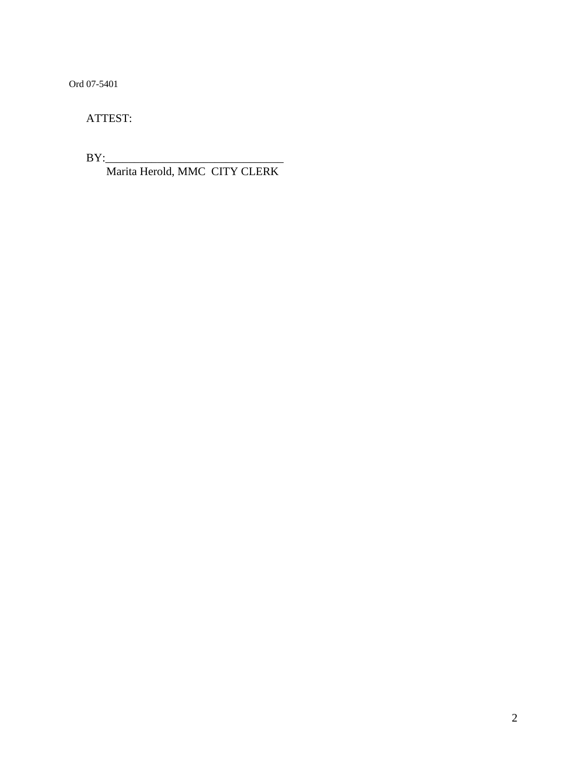Ord 07-5401

ATTEST:

BY:______________________________
Marita Herold, MMC CITY CLERK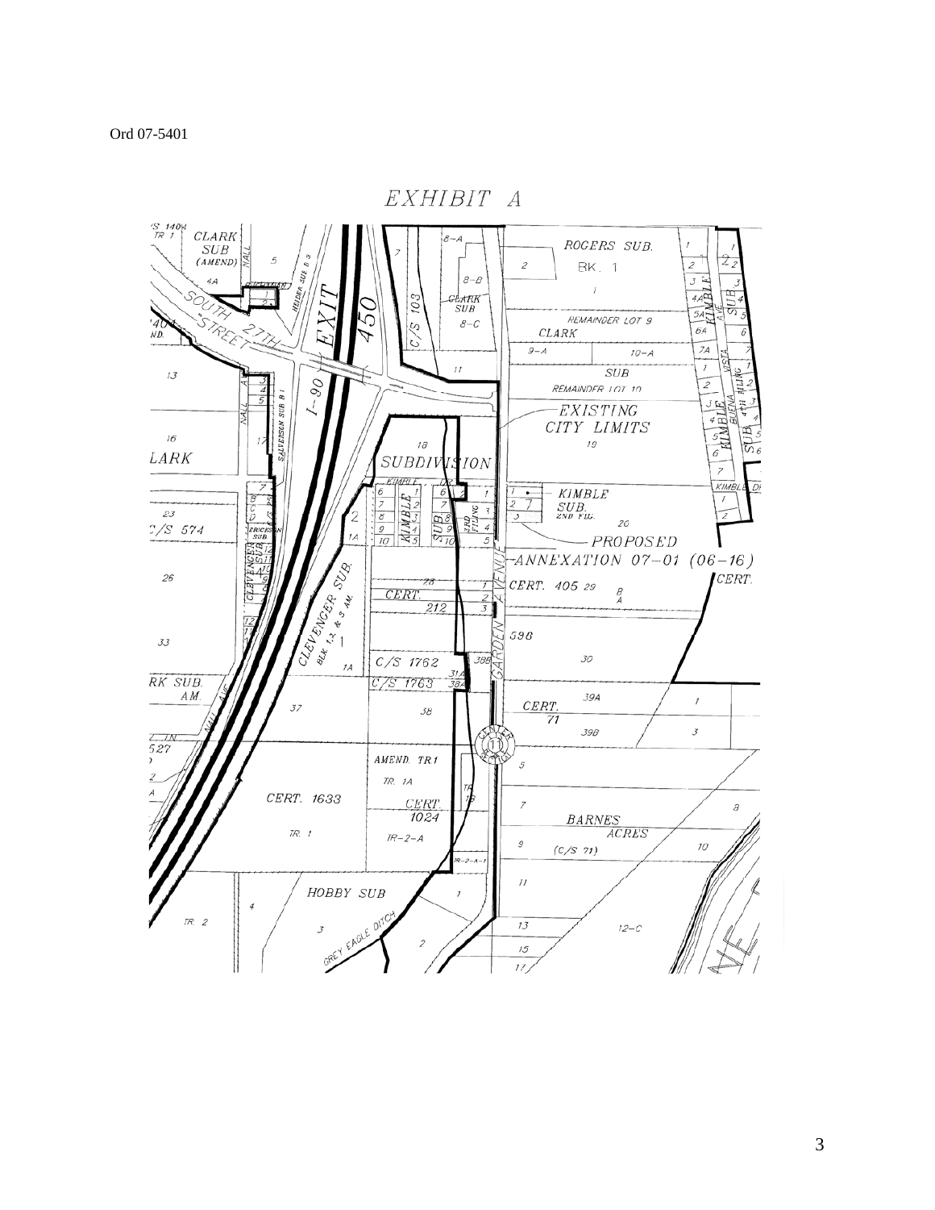# EXHIBIT A

EXISTING CITY LIMITS

PROPOSED ANNEXATION 07-01 (06-16)

I-90 EXIT 450

SOUTH 27TH STREET

GARDEN AVENUE

CLARK SUB (AMEND)

ROGERS SUB. BK. 1

CLARK SUB

REMAINDER LOT 9

REMAINDER LOT 10

C/S 103

KIMBLE SUB. 2ND FLG.

KIMBLE SUB

SUBDIVISION

CLEVENGER SUB. BLK 1,2, & 3 AM.

SALVERSON SUB B 1

HELDER SUB B 3

ERICKSON SUB

C/S 574

CERT. 212

CERT. 405

C/S 1762

C/S 1763

CERT. 71

CERT. 1633

CERT. 1024

AMEND. TR1

BARNES ACRES (C/S 71)

HOBBY SUB

GREY EAGLE DITCH